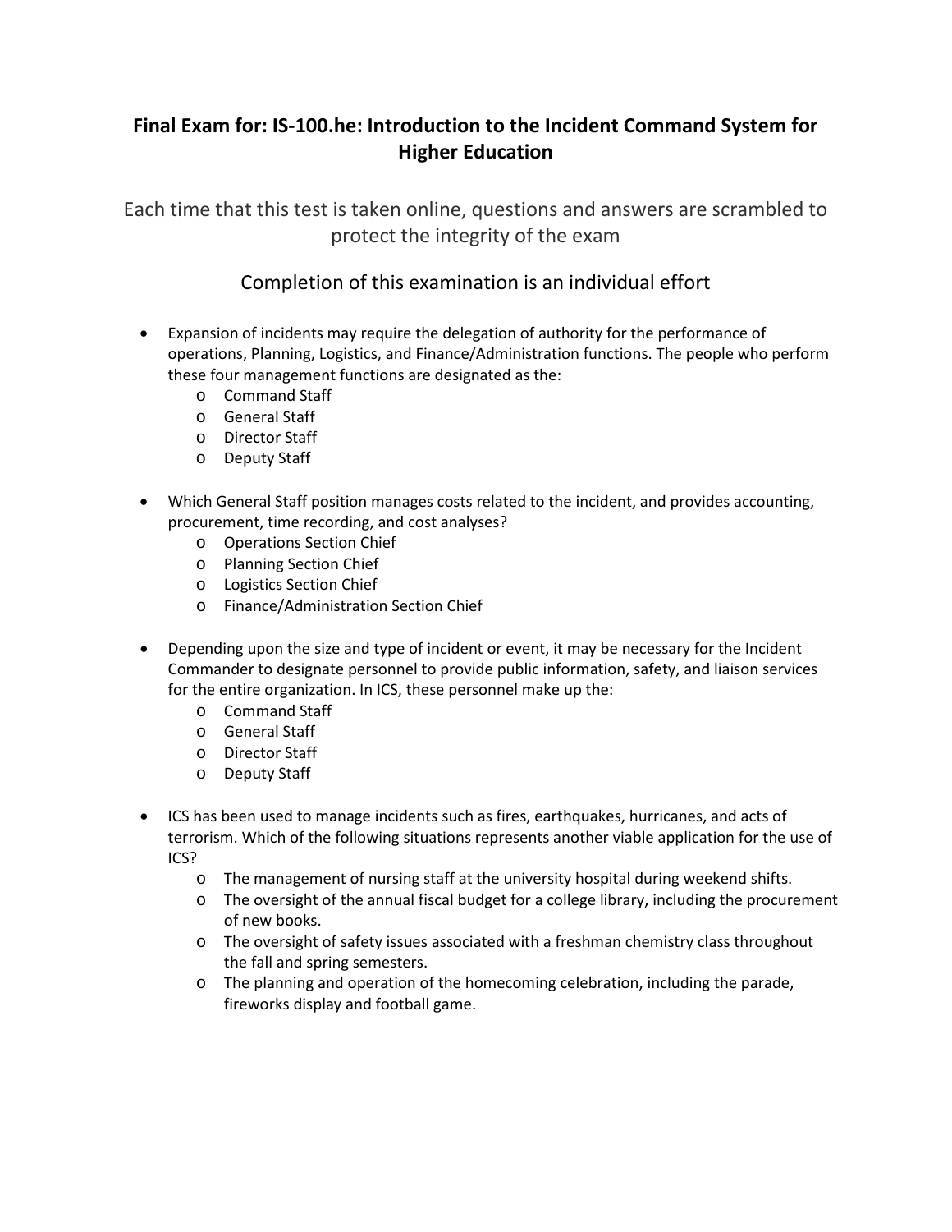# Final Exam for: IS-100.he: Introduction to the Incident Command System for Higher Education

Each time that this test is taken online, questions and answers are scrambled to protect the integrity of the exam

Completion of this examination is an individual effort

- Expansion of incidents may require the delegation of authority for the performance of operations, Planning, Logistics, and Finance/Administration functions. The people who perform these four management functions are designated as the:
  - Command Staff
  - General Staff
  - Director Staff
  - Deputy Staff

- Which General Staff position manages costs related to the incident, and provides accounting, procurement, time recording, and cost analyses?
  - Operations Section Chief
  - Planning Section Chief
  - Logistics Section Chief
  - Finance/Administration Section Chief

- Depending upon the size and type of incident or event, it may be necessary for the Incident Commander to designate personnel to provide public information, safety, and liaison services for the entire organization. In ICS, these personnel make up the:
  - Command Staff
  - General Staff
  - Director Staff
  - Deputy Staff

- ICS has been used to manage incidents such as fires, earthquakes, hurricanes, and acts of terrorism. Which of the following situations represents another viable application for the use of ICS?
  - The management of nursing staff at the university hospital during weekend shifts.
  - The oversight of the annual fiscal budget for a college library, including the procurement of new books.
  - The oversight of safety issues associated with a freshman chemistry class throughout the fall and spring semesters.
  - The planning and operation of the homecoming celebration, including the parade, fireworks display and football game.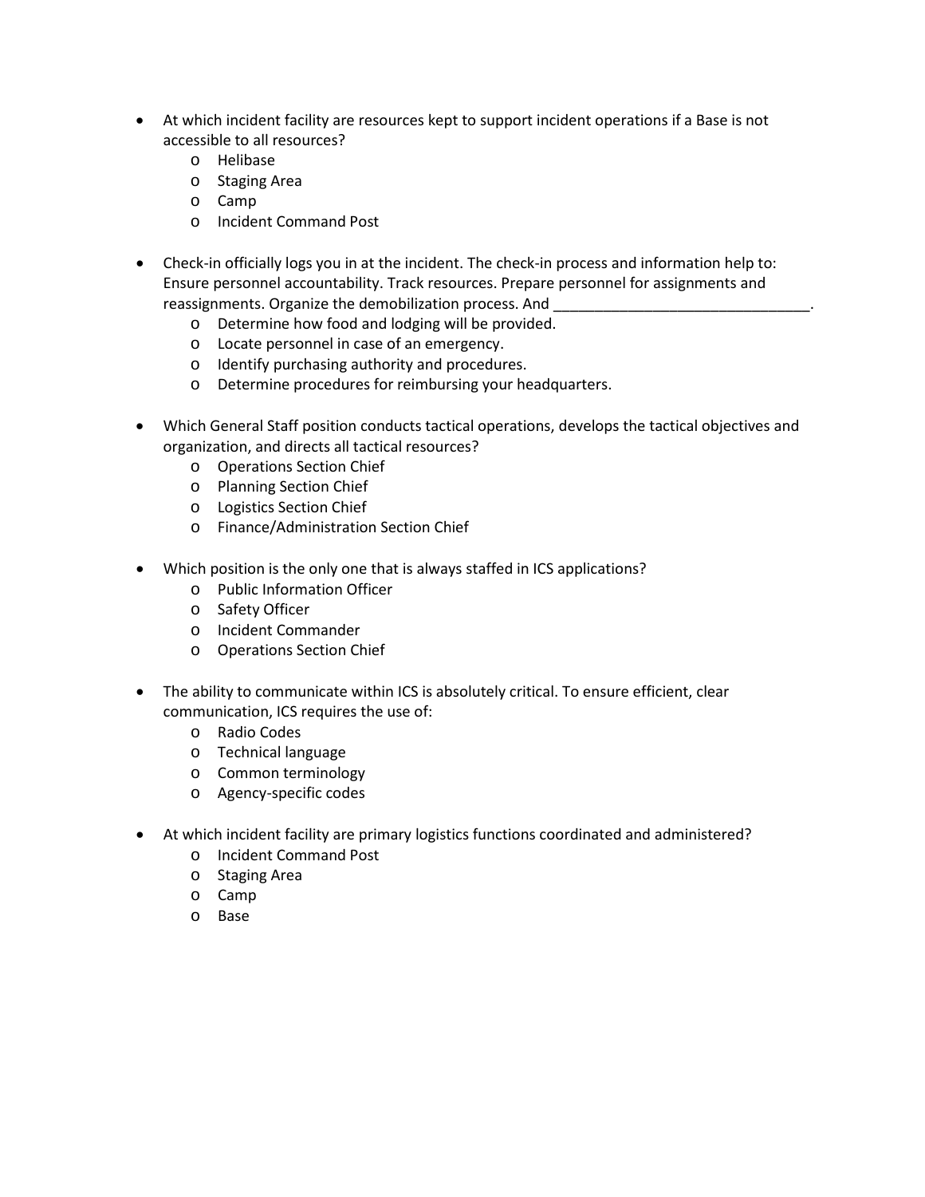- At which incident facility are resources kept to support incident operations if a Base is not accessible to all resources?
  - Helibase
  - Staging Area
  - Camp
  - Incident Command Post

- Check-in officially logs you in at the incident. The check-in process and information help to: Ensure personnel accountability. Track resources. Prepare personnel for assignments and reassignments. Organize the demobilization process. And _______________________________.
  - Determine how food and lodging will be provided.
  - Locate personnel in case of an emergency.
  - Identify purchasing authority and procedures.
  - Determine procedures for reimbursing your headquarters.

- Which General Staff position conducts tactical operations, develops the tactical objectives and organization, and directs all tactical resources?
  - Operations Section Chief
  - Planning Section Chief
  - Logistics Section Chief
  - Finance/Administration Section Chief

- Which position is the only one that is always staffed in ICS applications?
  - Public Information Officer
  - Safety Officer
  - Incident Commander
  - Operations Section Chief

- The ability to communicate within ICS is absolutely critical. To ensure efficient, clear communication, ICS requires the use of:
  - Radio Codes
  - Technical language
  - Common terminology
  - Agency-specific codes

- At which incident facility are primary logistics functions coordinated and administered?
  - Incident Command Post
  - Staging Area
  - Camp
  - Base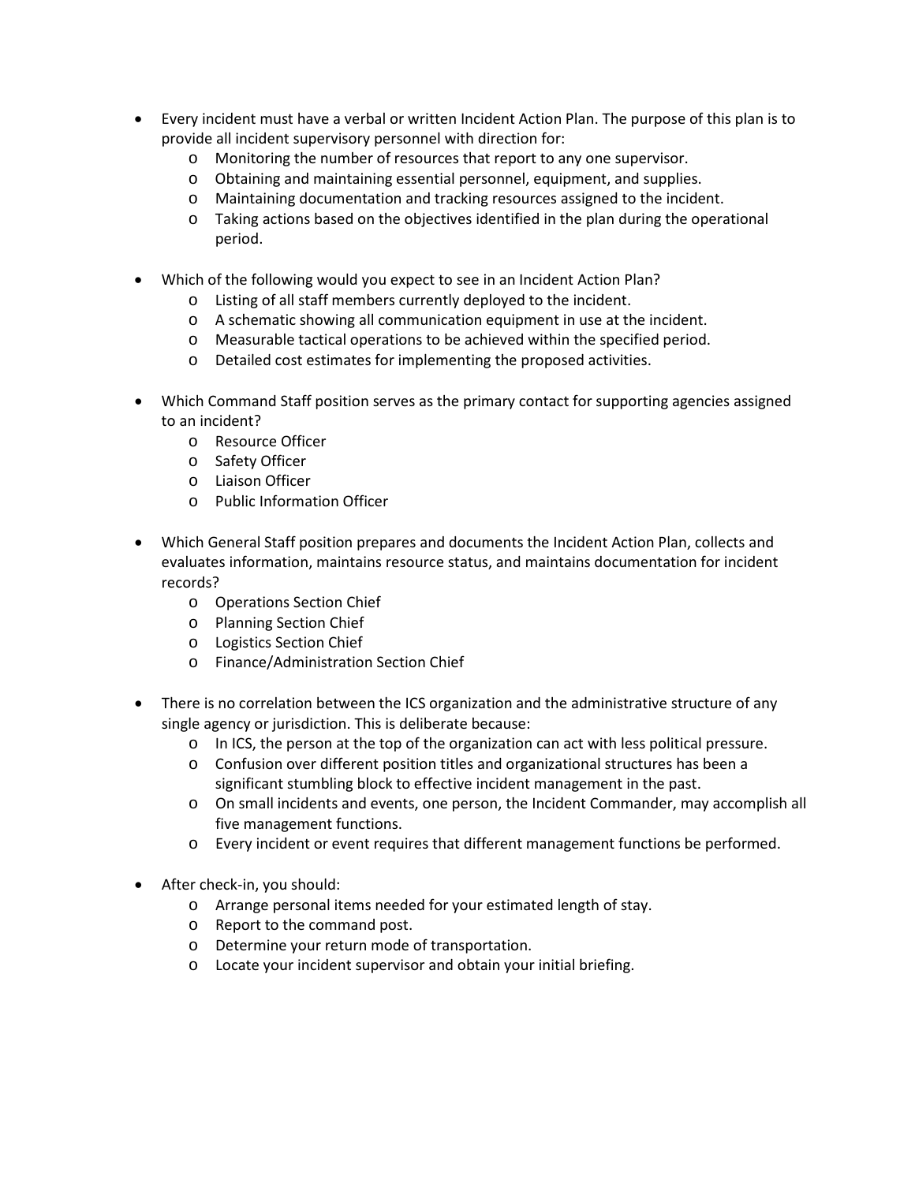- Every incident must have a verbal or written Incident Action Plan. The purpose of this plan is to provide all incident supervisory personnel with direction for:
    - Monitoring the number of resources that report to any one supervisor.
    - Obtaining and maintaining essential personnel, equipment, and supplies.
    - Maintaining documentation and tracking resources assigned to the incident.
    - Taking actions based on the objectives identified in the plan during the operational period.

- Which of the following would you expect to see in an Incident Action Plan?
    - Listing of all staff members currently deployed to the incident.
    - A schematic showing all communication equipment in use at the incident.
    - Measurable tactical operations to be achieved within the specified period.
    - Detailed cost estimates for implementing the proposed activities.

- Which Command Staff position serves as the primary contact for supporting agencies assigned to an incident?
    - Resource Officer
    - Safety Officer
    - Liaison Officer
    - Public Information Officer

- Which General Staff position prepares and documents the Incident Action Plan, collects and evaluates information, maintains resource status, and maintains documentation for incident records?
    - Operations Section Chief
    - Planning Section Chief
    - Logistics Section Chief
    - Finance/Administration Section Chief

- There is no correlation between the ICS organization and the administrative structure of any single agency or jurisdiction. This is deliberate because:
    - In ICS, the person at the top of the organization can act with less political pressure.
    - Confusion over different position titles and organizational structures has been a significant stumbling block to effective incident management in the past.
    - On small incidents and events, one person, the Incident Commander, may accomplish all five management functions.
    - Every incident or event requires that different management functions be performed.

- After check-in, you should:
    - Arrange personal items needed for your estimated length of stay.
    - Report to the command post.
    - Determine your return mode of transportation.
    - Locate your incident supervisor and obtain your initial briefing.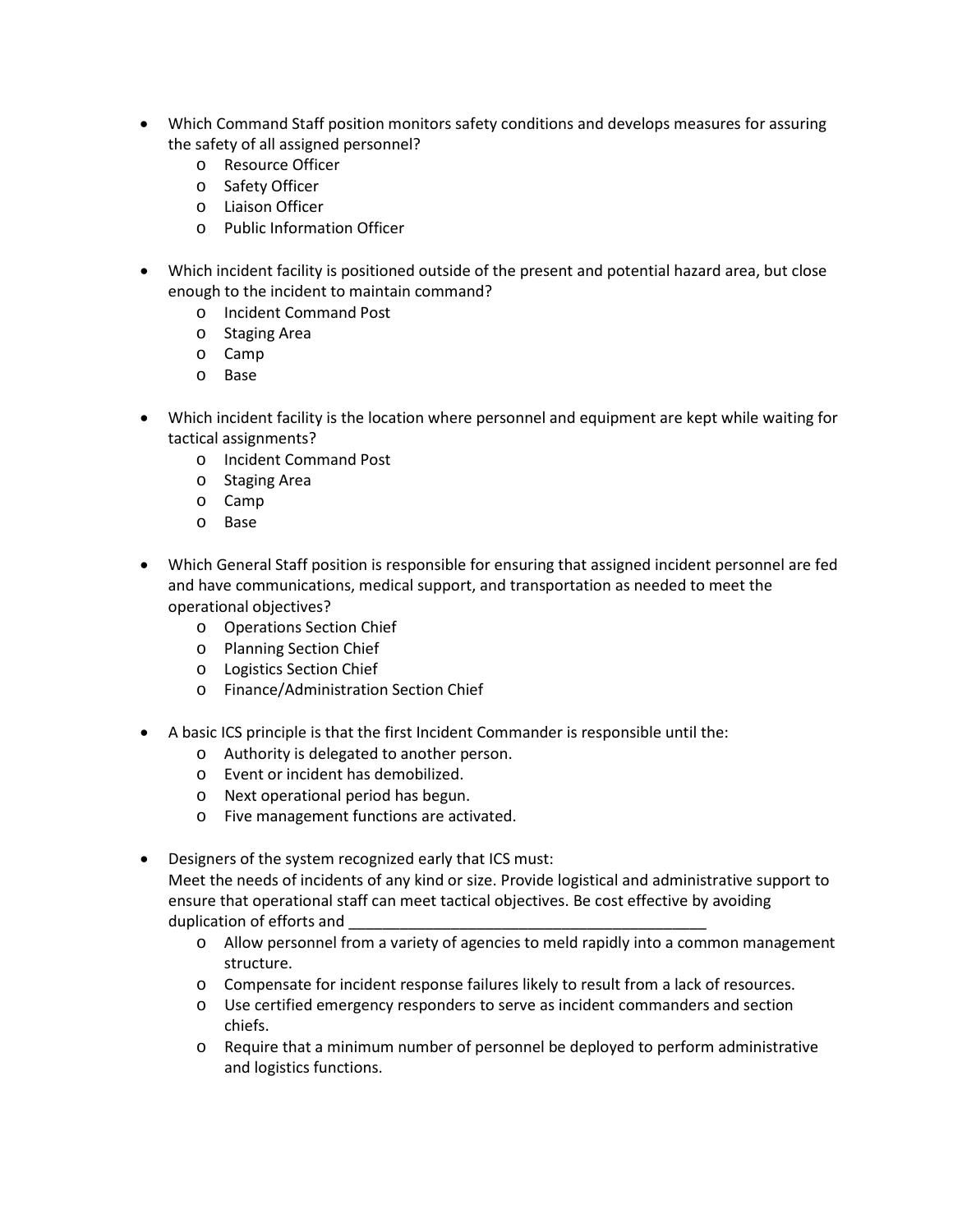- Which Command Staff position monitors safety conditions and develops measures for assuring the safety of all assigned personnel?
  - Resource Officer
  - Safety Officer
  - Liaison Officer
  - Public Information Officer

- Which incident facility is positioned outside of the present and potential hazard area, but close enough to the incident to maintain command?
  - Incident Command Post
  - Staging Area
  - Camp
  - Base

- Which incident facility is the location where personnel and equipment are kept while waiting for tactical assignments?
  - Incident Command Post
  - Staging Area
  - Camp
  - Base

- Which General Staff position is responsible for ensuring that assigned incident personnel are fed and have communications, medical support, and transportation as needed to meet the operational objectives?
  - Operations Section Chief
  - Planning Section Chief
  - Logistics Section Chief
  - Finance/Administration Section Chief

- A basic ICS principle is that the first Incident Commander is responsible until the:
  - Authority is delegated to another person.
  - Event or incident has demobilized.
  - Next operational period has begun.
  - Five management functions are activated.

- Designers of the system recognized early that ICS must:
  Meet the needs of incidents of any kind or size. Provide logistical and administrative support to ensure that operational staff can meet tactical objectives. Be cost effective by avoiding duplication of efforts and ________________________________________
  - Allow personnel from a variety of agencies to meld rapidly into a common management structure.
  - Compensate for incident response failures likely to result from a lack of resources.
  - Use certified emergency responders to serve as incident commanders and section chiefs.
  - Require that a minimum number of personnel be deployed to perform administrative and logistics functions.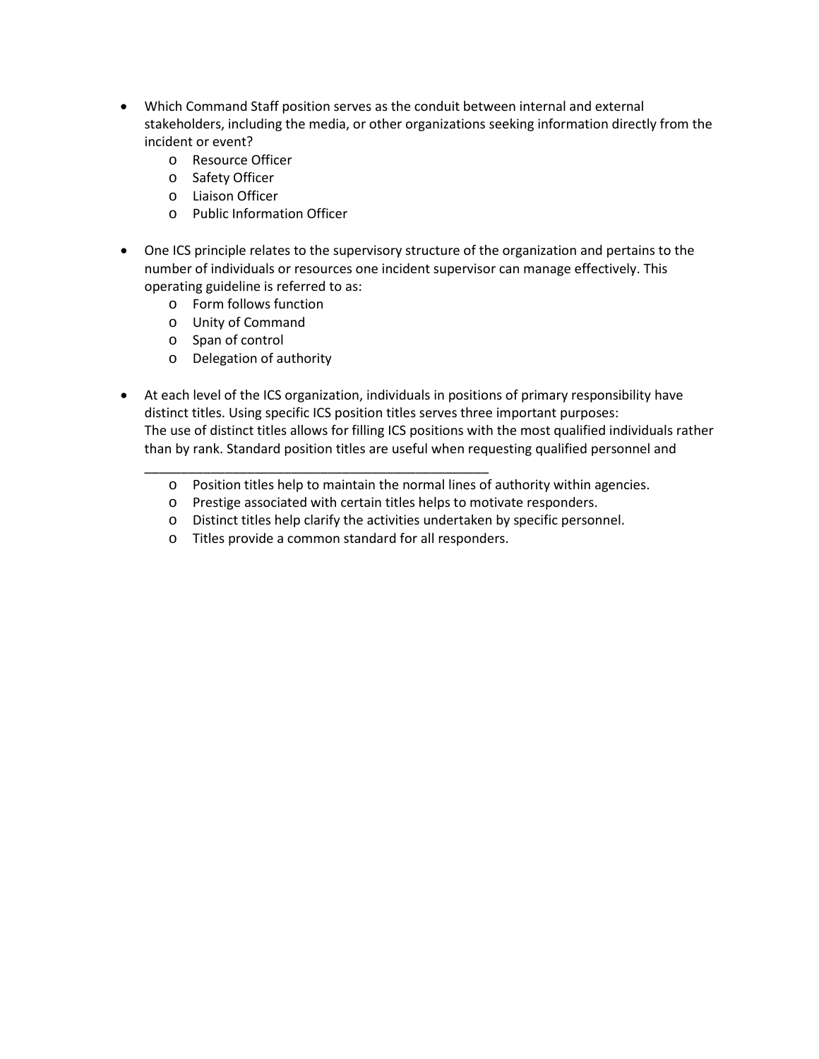- Which Command Staff position serves as the conduit between internal and external stakeholders, including the media, or other organizations seeking information directly from the incident or event?
    - Resource Officer
    - Safety Officer
    - Liaison Officer
    - Public Information Officer

- One ICS principle relates to the supervisory structure of the organization and pertains to the number of individuals or resources one incident supervisor can manage effectively. This operating guideline is referred to as:
    - Form follows function
    - Unity of Command
    - Span of control
    - Delegation of authority

- At each level of the ICS organization, individuals in positions of primary responsibility have distinct titles. Using specific ICS position titles serves three important purposes:
  The use of distinct titles allows for filling ICS positions with the most qualified individuals rather than by rank. Standard position titles are useful when requesting qualified personnel and \_\_\_\_\_\_\_\_\_\_\_\_\_\_\_\_\_\_\_\_\_\_\_\_\_\_\_\_\_\_\_\_\_\_\_\_\_\_\_\_\_\_\_\_\_\_
    - Position titles help to maintain the normal lines of authority within agencies.
    - Prestige associated with certain titles helps to motivate responders.
    - Distinct titles help clarify the activities undertaken by specific personnel.
    - Titles provide a common standard for all responders.